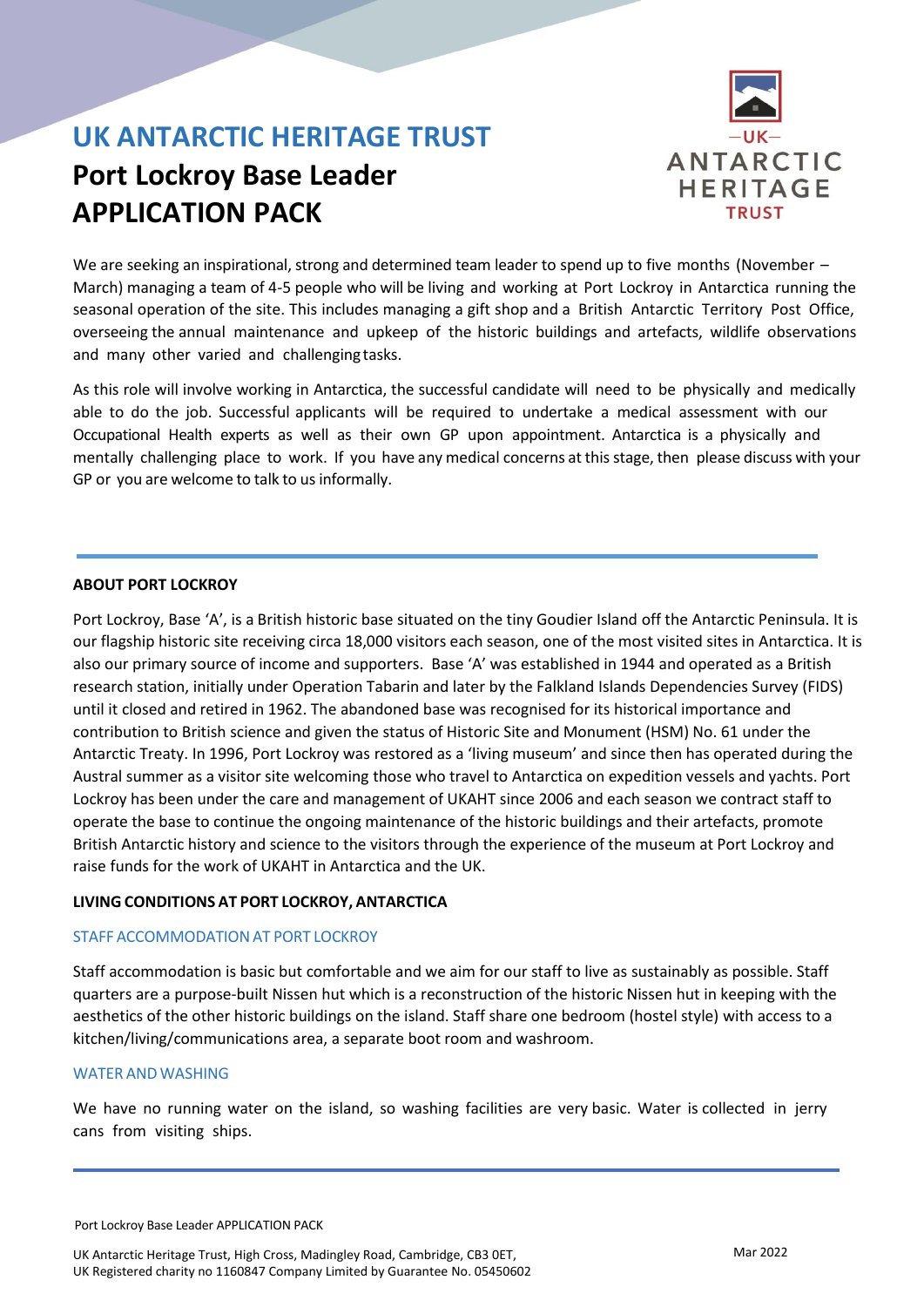# UK ANTARCTIC HERITAGE TRUST

## Port Lockroy Base Leader APPLICATION PACK

We are seeking an inspirational, strong and determined team leader to spend up to five months (November – March) managing a team of 4-5 people who will be living and working at Port Lockroy in Antarctica running the seasonal operation of the site. This includes managing a gift shop and a British Antarctic Territory Post Office, overseeing the annual maintenance and upkeep of the historic buildings and artefacts, wildlife observations and many other varied and challenging tasks.

As this role will involve working in Antarctica, the successful candidate will need to be physically and medically able to do the job. Successful applicants will be required to undertake a medical assessment with our Occupational Health experts as well as their own GP upon appointment. Antarctica is a physically and mentally challenging place to work. If you have any medical concerns at this stage, then please discuss with your GP or you are welcome to talk to us informally.

---

### ABOUT PORT LOCKROY

Port Lockroy, Base 'A', is a British historic base situated on the tiny Goudier Island off the Antarctic Peninsula. It is our flagship historic site receiving circa 18,000 visitors each season, one of the most visited sites in Antarctica. It is also our primary source of income and supporters. Base 'A' was established in 1944 and operated as a British research station, initially under Operation Tabarin and later by the Falkland Islands Dependencies Survey (FIDS) until it closed and retired in 1962. The abandoned base was recognised for its historical importance and contribution to British science and given the status of Historic Site and Monument (HSM) No. 61 under the Antarctic Treaty. In 1996, Port Lockroy was restored as a 'living museum' and since then has operated during the Austral summer as a visitor site welcoming those who travel to Antarctica on expedition vessels and yachts. Port Lockroy has been under the care and management of UKAHT since 2006 and each season we contract staff to operate the base to continue the ongoing maintenance of the historic buildings and their artefacts, promote British Antarctic history and science to the visitors through the experience of the museum at Port Lockroy and raise funds for the work of UKAHT in Antarctica and the UK.

### LIVING CONDITIONS AT PORT LOCKROY, ANTARCTICA

#### STAFF ACCOMMODATION AT PORT LOCKROY

Staff accommodation is basic but comfortable and we aim for our staff to live as sustainably as possible. Staff quarters are a purpose-built Nissen hut which is a reconstruction of the historic Nissen hut in keeping with the aesthetics of the other historic buildings on the island. Staff share one bedroom (hostel style) with access to a kitchen/living/communications area, a separate boot room and washroom.

#### WATER AND WASHING

We have no running water on the island, so washing facilities are very basic. Water is collected in jerry cans from visiting ships.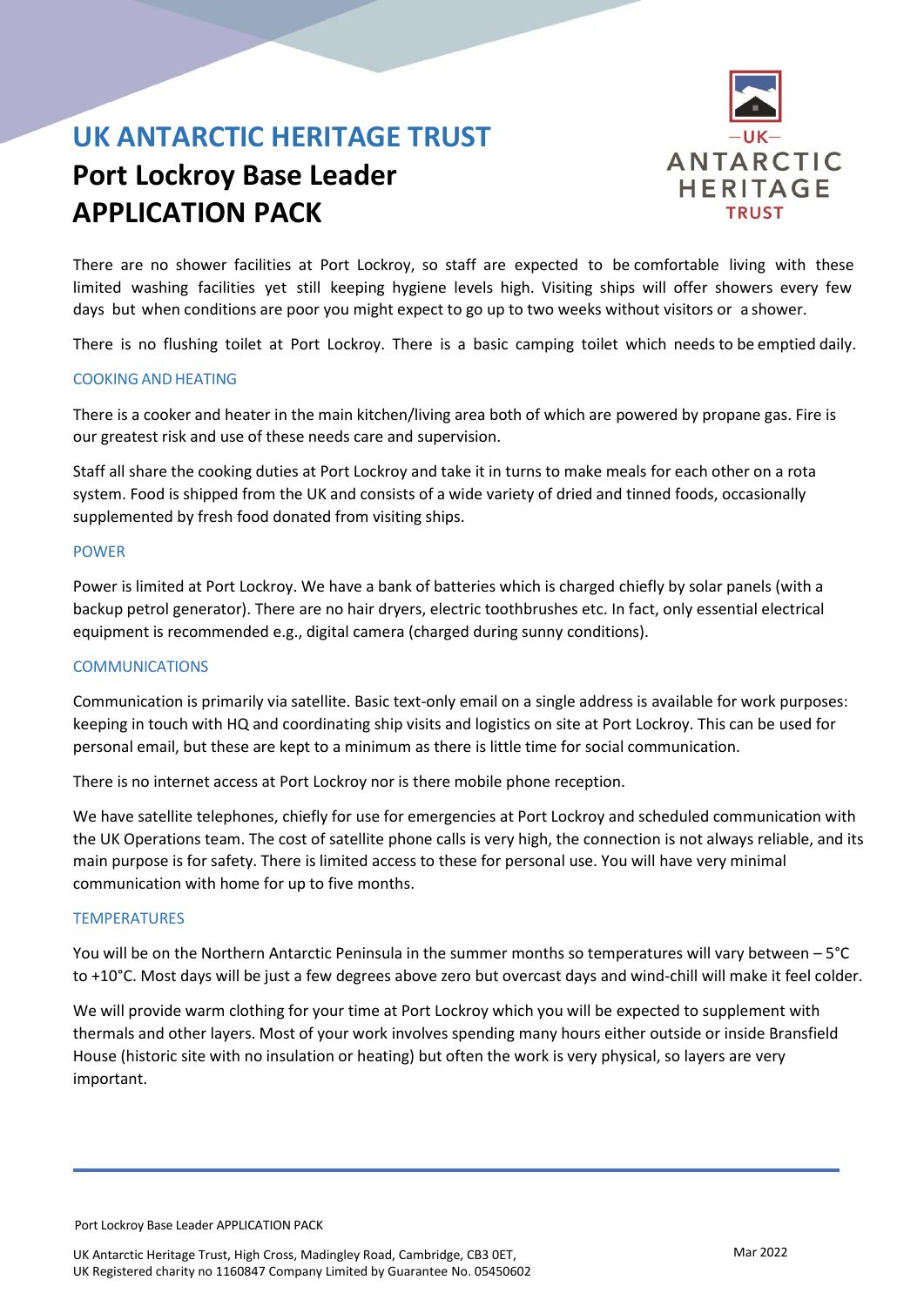# UK ANTARCTIC HERITAGE TRUST

## Port Lockroy Base Leader APPLICATION PACK

There are no shower facilities at Port Lockroy, so staff are expected to be comfortable living with these limited washing facilities yet still keeping hygiene levels high. Visiting ships will offer showers every few days but when conditions are poor you might expect to go up to two weeks without visitors or a shower.

There is no flushing toilet at Port Lockroy. There is a basic camping toilet which needs to be emptied daily.

### COOKING AND HEATING

There is a cooker and heater in the main kitchen/living area both of which are powered by propane gas. Fire is our greatest risk and use of these needs care and supervision.

Staff all share the cooking duties at Port Lockroy and take it in turns to make meals for each other on a rota system. Food is shipped from the UK and consists of a wide variety of dried and tinned foods, occasionally supplemented by fresh food donated from visiting ships.

### POWER

Power is limited at Port Lockroy. We have a bank of batteries which is charged chiefly by solar panels (with a backup petrol generator). There are no hair dryers, electric toothbrushes etc. In fact, only essential electrical equipment is recommended e.g., digital camera (charged during sunny conditions).

### COMMUNICATIONS

Communication is primarily via satellite. Basic text-only email on a single address is available for work purposes: keeping in touch with HQ and coordinating ship visits and logistics on site at Port Lockroy. This can be used for personal email, but these are kept to a minimum as there is little time for social communication.

There is no internet access at Port Lockroy nor is there mobile phone reception.

We have satellite telephones, chiefly for use for emergencies at Port Lockroy and scheduled communication with the UK Operations team. The cost of satellite phone calls is very high, the connection is not always reliable, and its main purpose is for safety. There is limited access to these for personal use. You will have very minimal communication with home for up to five months.

### TEMPERATURES

You will be on the Northern Antarctic Peninsula in the summer months so temperatures will vary between – 5°C to +10°C. Most days will be just a few degrees above zero but overcast days and wind-chill will make it feel colder.

We will provide warm clothing for your time at Port Lockroy which you will be expected to supplement with thermals and other layers. Most of your work involves spending many hours either outside or inside Bransfield House (historic site with no insulation or heating) but often the work is very physical, so layers are very important.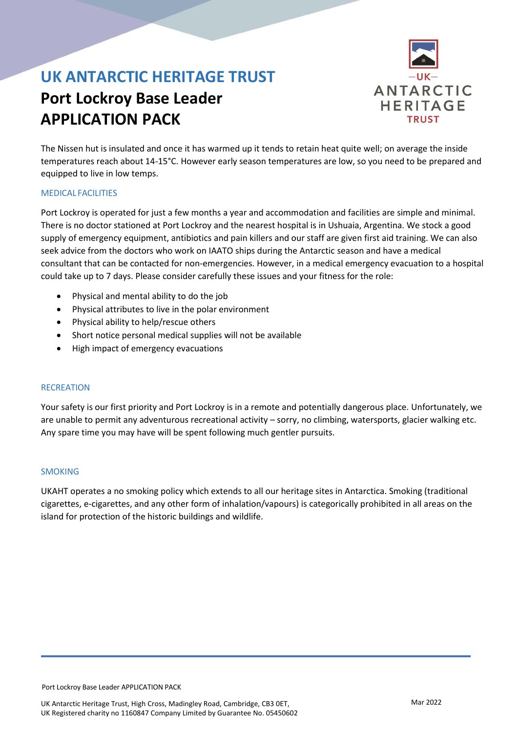The Nissen hut is insulated and once it has warmed up it tends to retain heat quite well; on average the inside temperatures reach about 14-15°C. However early season temperatures are low, so you need to be prepared and equipped to live in low temps.

### MEDICAL FACILITIES

Port Lockroy is operated for just a few months a year and accommodation and facilities are simple and minimal. There is no doctor stationed at Port Lockroy and the nearest hospital is in Ushuaia, Argentina. We stock a good supply of emergency equipment, antibiotics and pain killers and our staff are given first aid training. We can also seek advice from the doctors who work on IAATO ships during the Antarctic season and have a medical consultant that can be contacted for non-emergencies. However, in a medical emergency evacuation to a hospital could take up to 7 days. Please consider carefully these issues and your fitness for the role:

- Physical and mental ability to do the job
- Physical attributes to live in the polar environment
- Physical ability to help/rescue others
- Short notice personal medical supplies will not be available
- High impact of emergency evacuations

### RECREATION

Your safety is our first priority and Port Lockroy is in a remote and potentially dangerous place. Unfortunately, we are unable to permit any adventurous recreational activity – sorry, no climbing, watersports, glacier walking etc. Any spare time you may have will be spent following much gentler pursuits.

### SMOKING

UKAHT operates a no smoking policy which extends to all our heritage sites in Antarctica. Smoking (traditional cigarettes, e-cigarettes, and any other form of inhalation/vapours) is categorically prohibited in all areas on the island for protection of the historic buildings and wildlife.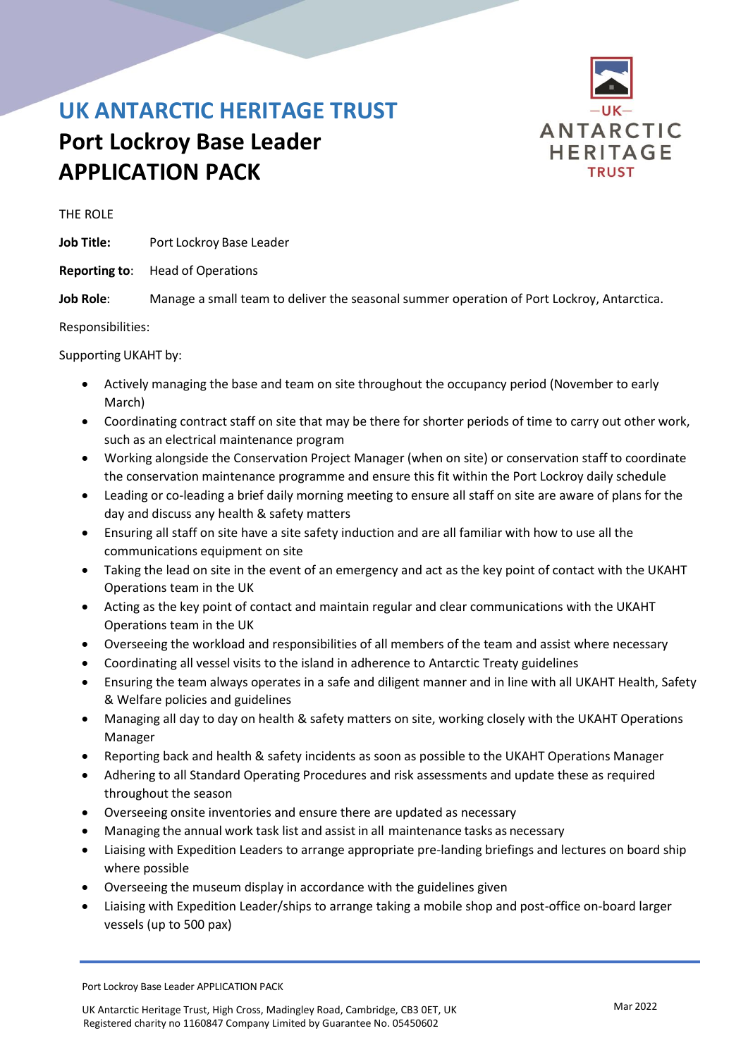# UK ANTARCTIC HERITAGE TRUST

## Port Lockroy Base Leader APPLICATION PACK

THE ROLE

**Job Title:** Port Lockroy Base Leader

**Reporting to**: Head of Operations

**Job Role**: Manage a small team to deliver the seasonal summer operation of Port Lockroy, Antarctica.

Responsibilities:

Supporting UKAHT by:

- Actively managing the base and team on site throughout the occupancy period (November to early March)
- Coordinating contract staff on site that may be there for shorter periods of time to carry out other work, such as an electrical maintenance program
- Working alongside the Conservation Project Manager (when on site) or conservation staff to coordinate the conservation maintenance programme and ensure this fit within the Port Lockroy daily schedule
- Leading or co-leading a brief daily morning meeting to ensure all staff on site are aware of plans for the day and discuss any health & safety matters
- Ensuring all staff on site have a site safety induction and are all familiar with how to use all the communications equipment on site
- Taking the lead on site in the event of an emergency and act as the key point of contact with the UKAHT Operations team in the UK
- Acting as the key point of contact and maintain regular and clear communications with the UKAHT Operations team in the UK
- Overseeing the workload and responsibilities of all members of the team and assist where necessary
- Coordinating all vessel visits to the island in adherence to Antarctic Treaty guidelines
- Ensuring the team always operates in a safe and diligent manner and in line with all UKAHT Health, Safety & Welfare policies and guidelines
- Managing all day to day on health & safety matters on site, working closely with the UKAHT Operations Manager
- Reporting back and health & safety incidents as soon as possible to the UKAHT Operations Manager
- Adhering to all Standard Operating Procedures and risk assessments and update these as required throughout the season
- Overseeing onsite inventories and ensure there are updated as necessary
- Managing the annual work task list and assist in all maintenance tasks as necessary
- Liaising with Expedition Leaders to arrange appropriate pre-landing briefings and lectures on board ship where possible
- Overseeing the museum display in accordance with the guidelines given
- Liaising with Expedition Leader/ships to arrange taking a mobile shop and post-office on-board larger vessels (up to 500 pax)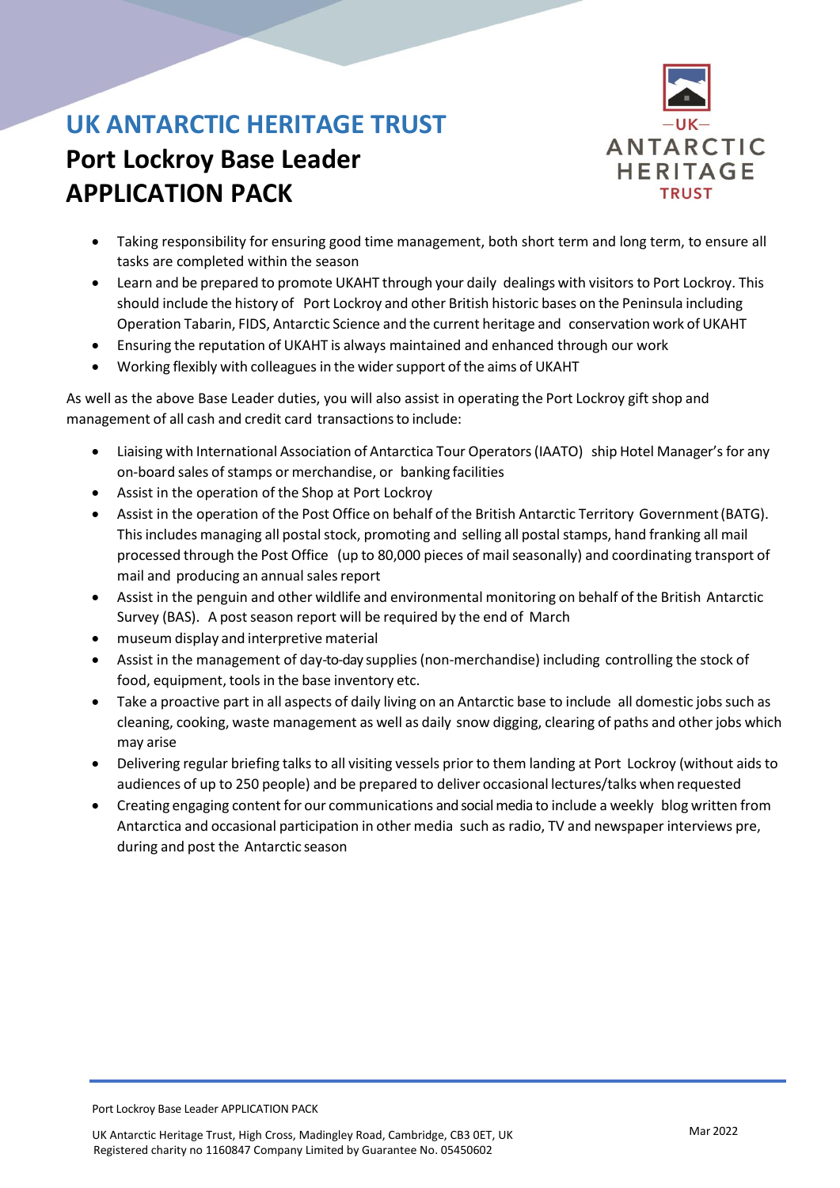- Taking responsibility for ensuring good time management, both short term and long term, to ensure all tasks are completed within the season
- Learn and be prepared to promote UKAHT through your daily dealings with visitors to Port Lockroy. This should include the history of Port Lockroy and other British historic bases on the Peninsula including Operation Tabarin, FIDS, Antarctic Science and the current heritage and conservation work of UKAHT
- Ensuring the reputation of UKAHT is always maintained and enhanced through our work
- Working flexibly with colleagues in the wider support of the aims of UKAHT

As well as the above Base Leader duties, you will also assist in operating the Port Lockroy gift shop and management of all cash and credit card transactions to include:

- Liaising with International Association of Antarctica Tour Operators (IAATO) ship Hotel Manager's for any on-board sales of stamps or merchandise, or banking facilities
- Assist in the operation of the Shop at Port Lockroy
- Assist in the operation of the Post Office on behalf of the British Antarctic Territory Government (BATG). This includes managing all postal stock, promoting and selling all postal stamps, hand franking all mail processed through the Post Office (up to 80,000 pieces of mail seasonally) and coordinating transport of mail and producing an annual sales report
- Assist in the penguin and other wildlife and environmental monitoring on behalf of the British Antarctic Survey (BAS). A post season report will be required by the end of March
- museum display and interpretive material
- Assist in the management of day-to-day supplies (non-merchandise) including controlling the stock of food, equipment, tools in the base inventory etc.
- Take a proactive part in all aspects of daily living on an Antarctic base to include all domestic jobs such as cleaning, cooking, waste management as well as daily snow digging, clearing of paths and other jobs which may arise
- Delivering regular briefing talks to all visiting vessels prior to them landing at Port Lockroy (without aids to audiences of up to 250 people) and be prepared to deliver occasional lectures/talks when requested
- Creating engaging content for our communications and social media to include a weekly blog written from Antarctica and occasional participation in other media such as radio, TV and newspaper interviews pre, during and post the Antarctic season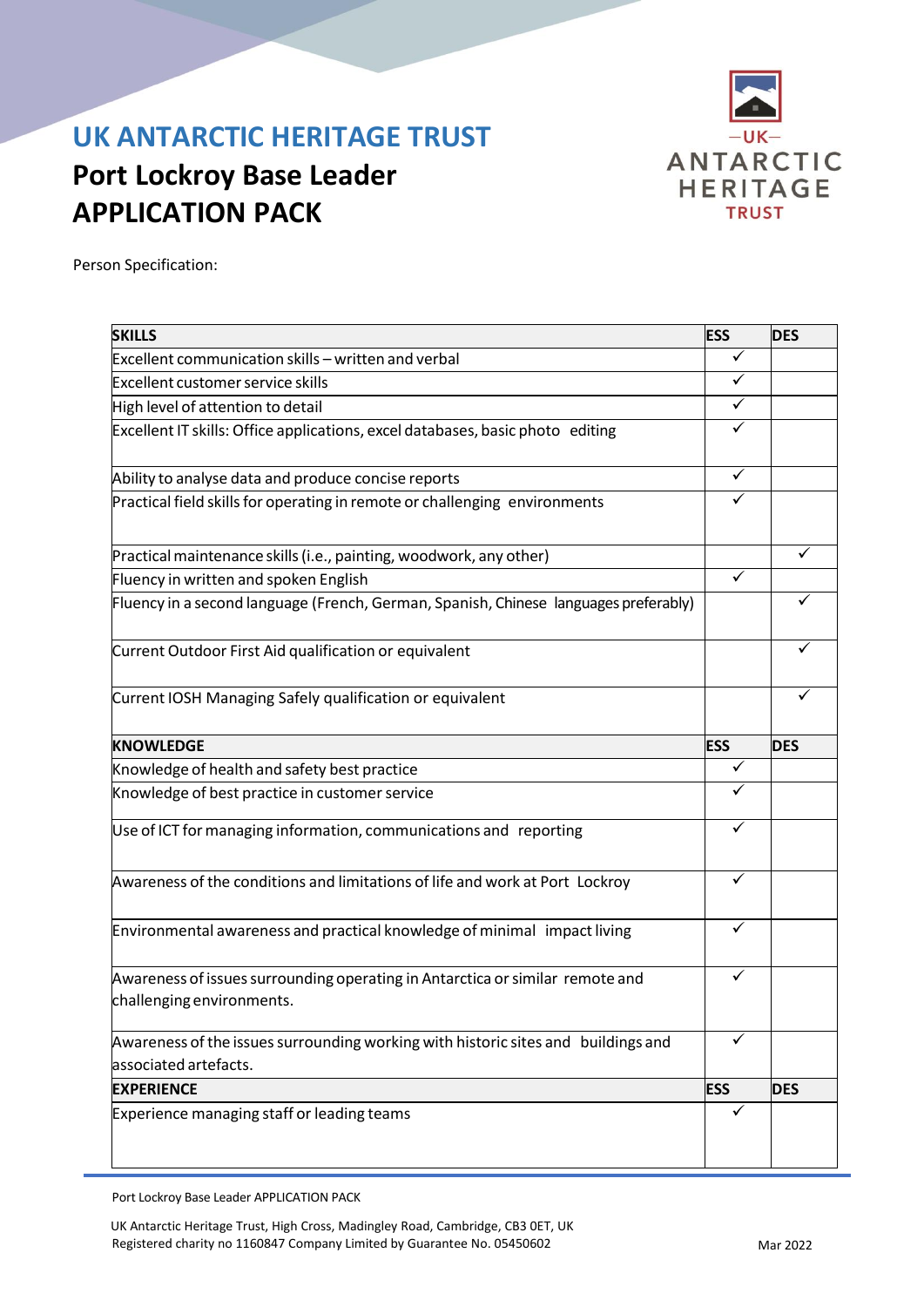# UK ANTARCTIC HERITAGE TRUST

## Port Lockroy Base Leader APPLICATION PACK

Person Specification:

| SKILLS | ESS | DES |
|---|---|---|
| Excellent communication skills – written and verbal | ✓ | |
| Excellent customer service skills | ✓ | |
| High level of attention to detail | ✓ | |
| Excellent IT skills: Office applications, excel databases, basic photo editing | ✓ | |
| Ability to analyse data and produce concise reports | ✓ | |
| Practical field skills for operating in remote or challenging environments | ✓ | |
| Practical maintenance skills (i.e., painting, woodwork, any other) | | ✓ |
| Fluency in written and spoken English | ✓ | |
| Fluency in a second language (French, German, Spanish, Chinese languages preferably) | | ✓ |
| Current Outdoor First Aid qualification or equivalent | | ✓ |
| Current IOSH Managing Safely qualification or equivalent | | ✓ |
| **KNOWLEDGE** | **ESS** | **DES** |
| Knowledge of health and safety best practice | ✓ | |
| Knowledge of best practice in customer service | ✓ | |
| Use of ICT for managing information, communications and reporting | ✓ | |
| Awareness of the conditions and limitations of life and work at Port Lockroy | ✓ | |
| Environmental awareness and practical knowledge of minimal impact living | ✓ | |
| Awareness of issues surrounding operating in Antarctica or similar remote and challenging environments. | ✓ | |
| Awareness of the issues surrounding working with historic sites and buildings and associated artefacts. | ✓ | |
| **EXPERIENCE** | **ESS** | **DES** |
| Experience managing staff or leading teams | ✓ | |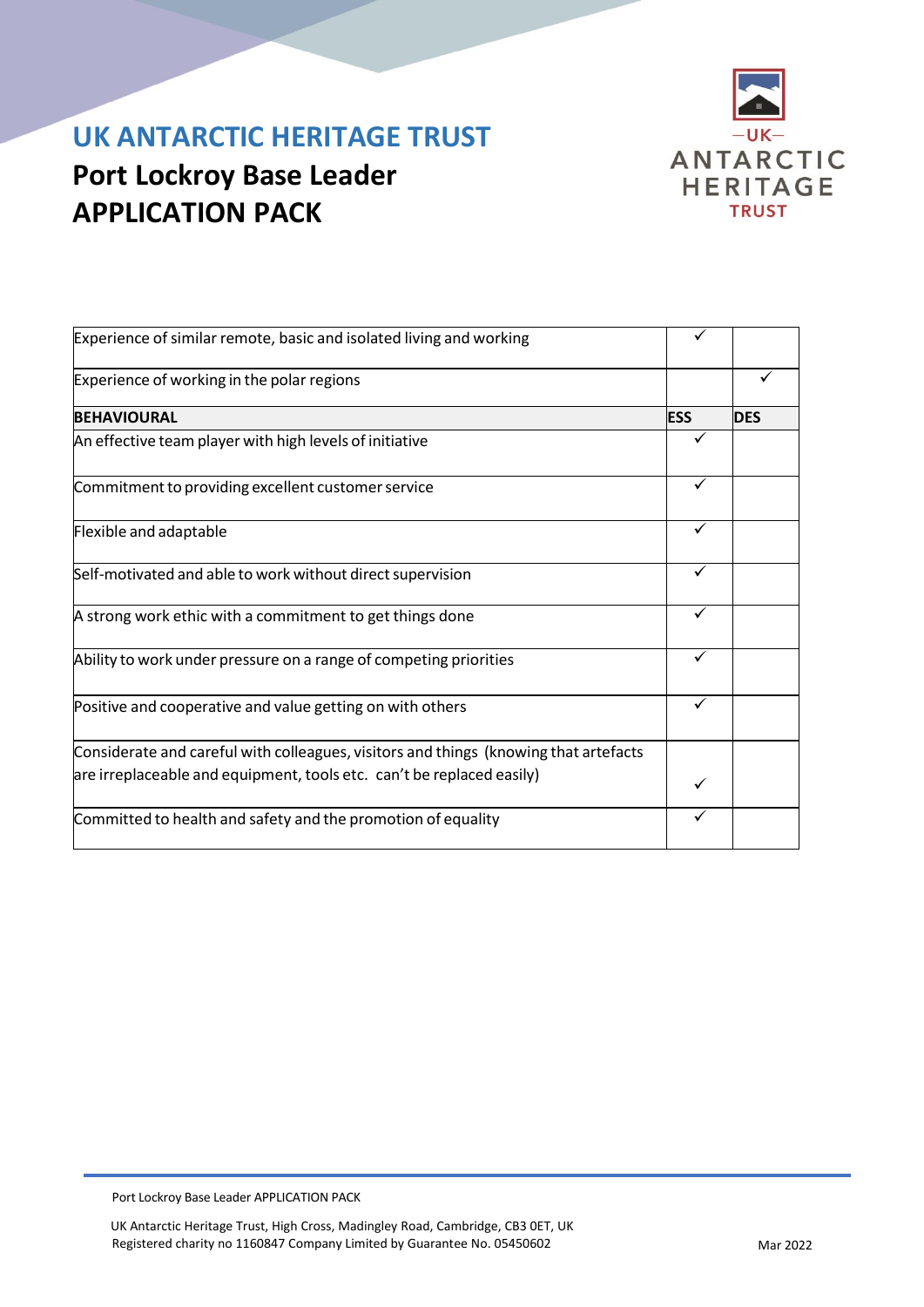# UK ANTARCTIC HERITAGE TRUST

## Port Lockroy Base Leader APPLICATION PACK

| | | |
|---|---|---|
| Experience of similar remote, basic and isolated living and working | ✓ | |
| Experience of working in the polar regions | | ✓ |
| **BEHAVIOURAL** | **ESS** | **DES** |
| An effective team player with high levels of initiative | ✓ | |
| Commitment to providing excellent customer service | ✓ | |
| Flexible and adaptable | ✓ | |
| Self-motivated and able to work without direct supervision | ✓ | |
| A strong work ethic with a commitment to get things done | ✓ | |
| Ability to work under pressure on a range of competing priorities | ✓ | |
| Positive and cooperative and value getting on with others | ✓ | |
| Considerate and careful with colleagues, visitors and things (knowing that artefacts are irreplaceable and equipment, tools etc. can't be replaced easily) | ✓ | |
| Committed to health and safety and the promotion of equality | ✓ | |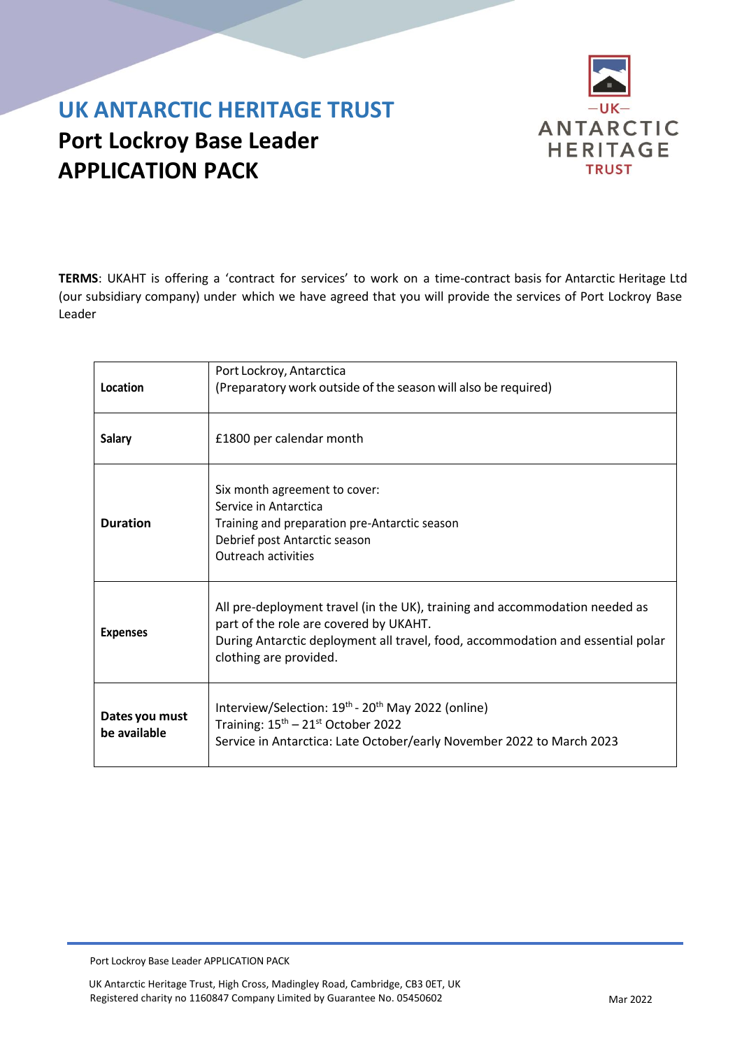# UK ANTARCTIC HERITAGE TRUST

## Port Lockroy Base Leader APPLICATION PACK

**TERMS**: UKAHT is offering a 'contract for services' to work on a time-contract basis for Antarctic Heritage Ltd (our subsidiary company) under which we have agreed that you will provide the services of Port Lockroy Base Leader

| | |
|---|---|
| **Location** | Port Lockroy, Antarctica<br>(Preparatory work outside of the season will also be required) |
| **Salary** | £1800 per calendar month |
| **Duration** | Six month agreement to cover:<br>Service in Antarctica<br>Training and preparation pre-Antarctic season<br>Debrief post Antarctic season<br>Outreach activities |
| **Expenses** | All pre-deployment travel (in the UK), training and accommodation needed as part of the role are covered by UKAHT.<br>During Antarctic deployment all travel, food, accommodation and essential polar clothing are provided. |
| **Dates you must be available** | Interview/Selection: 19th - 20th May 2022 (online)<br>Training: 15th – 21st October 2022<br>Service in Antarctica: Late October/early November 2022 to March 2023 |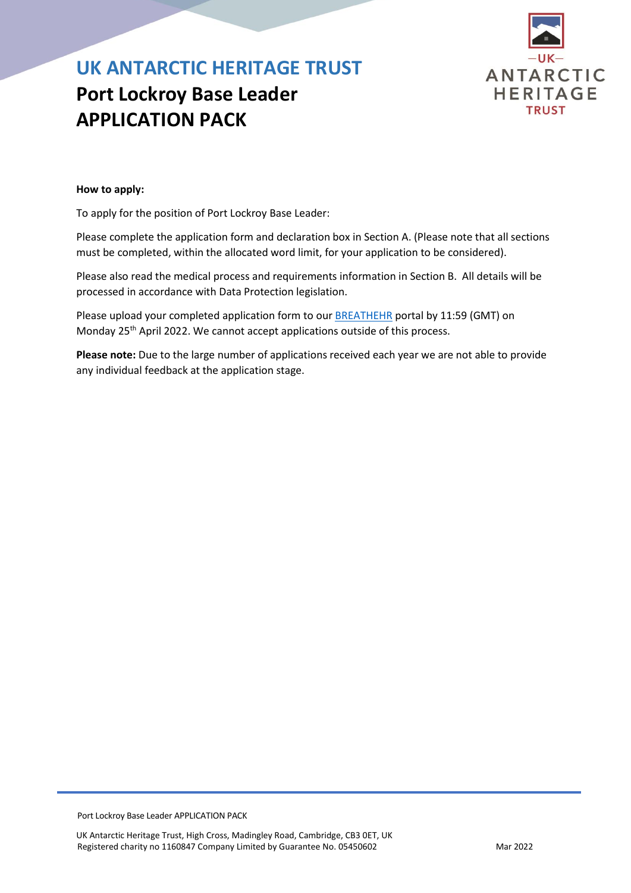# UK ANTARCTIC HERITAGE TRUST

## Port Lockroy Base Leader APPLICATION PACK

**How to apply:**

To apply for the position of Port Lockroy Base Leader:

Please complete the application form and declaration box in Section A. (Please note that all sections must be completed, within the allocated word limit, for your application to be considered).

Please also read the medical process and requirements information in Section B. All details will be processed in accordance with Data Protection legislation.

Please upload your completed application form to our BREATHEHR portal by 11:59 (GMT) on Monday 25th April 2022. We cannot accept applications outside of this process.

**Please note:** Due to the large number of applications received each year we are not able to provide any individual feedback at the application stage.